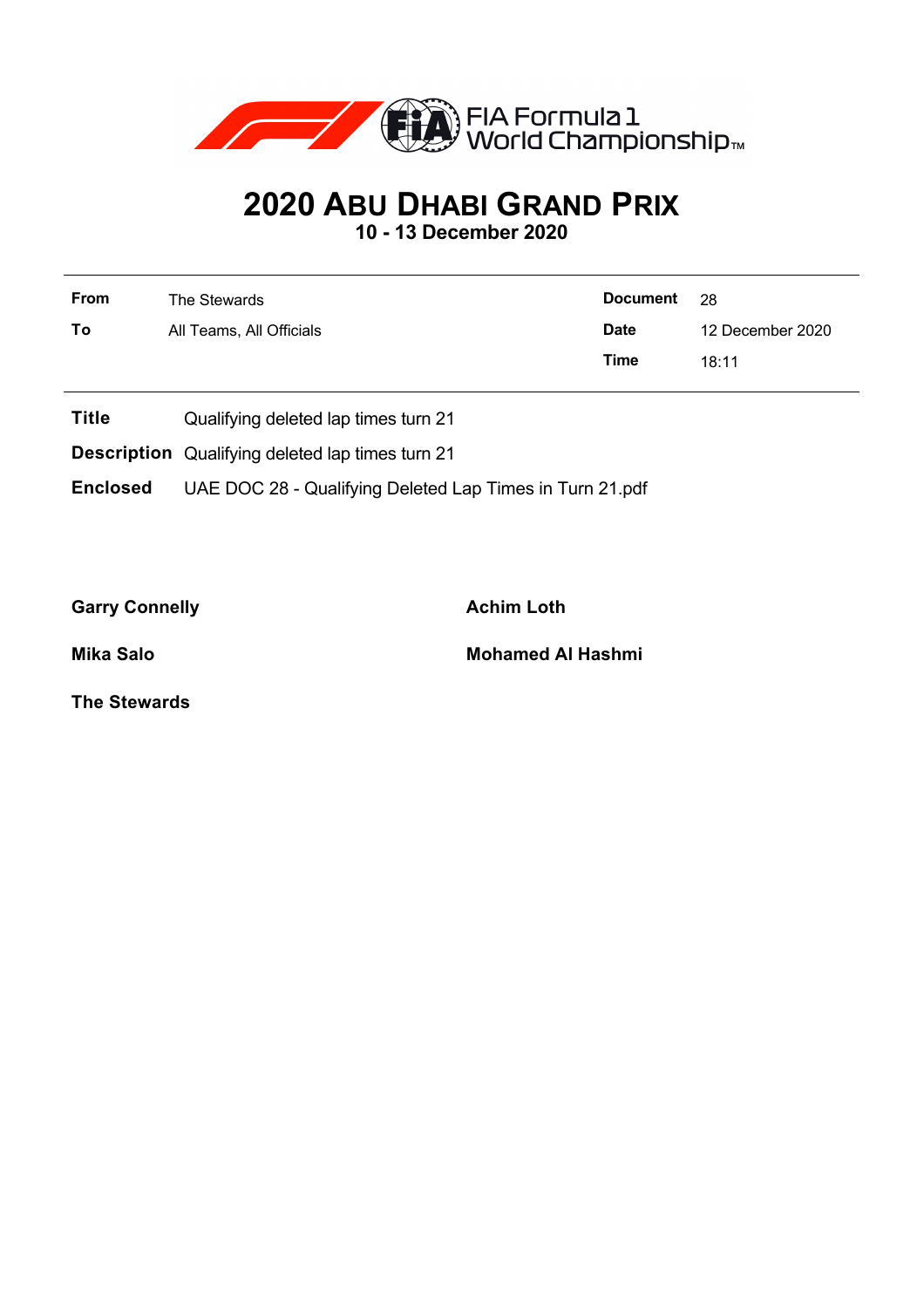FIA Formula 1 World Championship™

# 2020 Abu Dhabi Grand Prix

**10 - 13 December 2020**

| | | | |
|---|---|---|---|
| **From** | The Stewards | **Document** | 28 |
| **To** | All Teams, All Officials | **Date** | 12 December 2020 |
| | | **Time** | 18:11 |

**Title** Qualifying deleted lap times turn 21

**Description** Qualifying deleted lap times turn 21

**Enclosed** UAE DOC 28 - Qualifying Deleted Lap Times in Turn 21.pdf

**Garry Connelly**

**Achim Loth**

**Mika Salo**

**Mohamed Al Hashmi**

**The Stewards**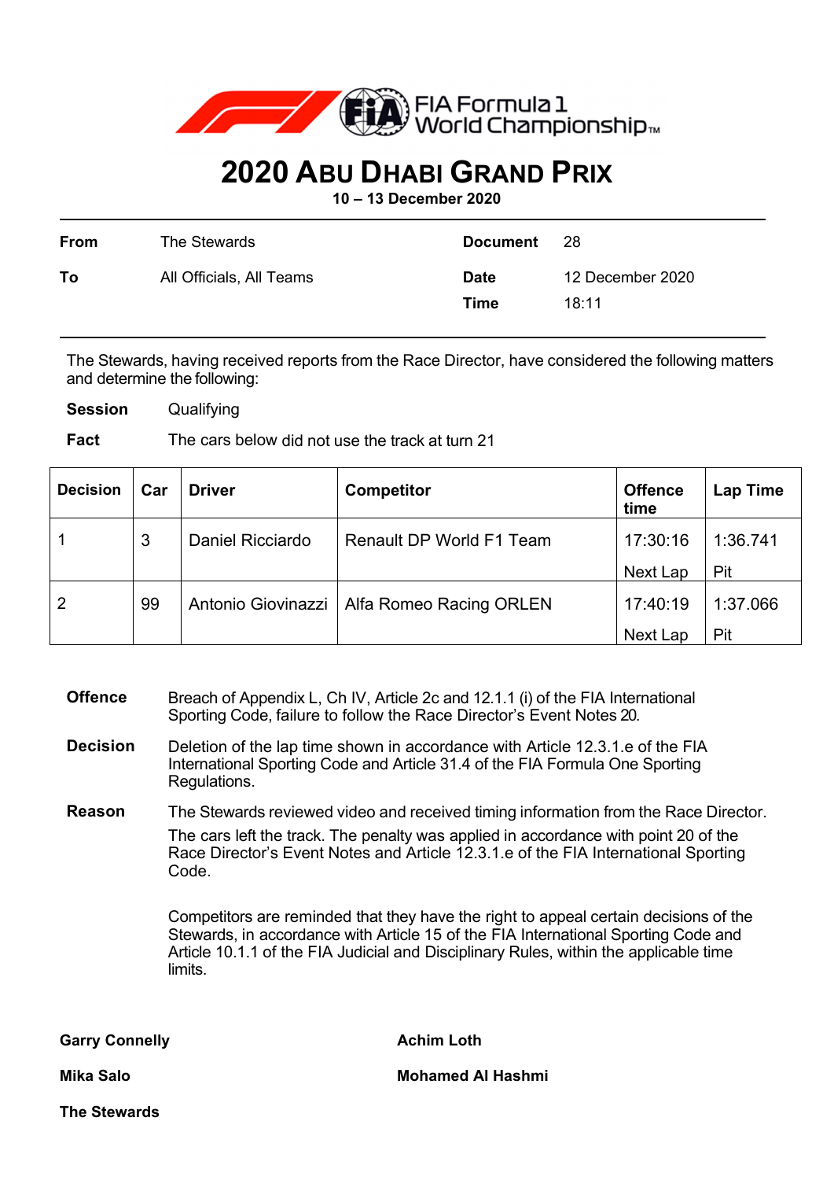FIA Formula 1 World Championship

# 2020 Abu Dhabi Grand Prix

**10 – 13 December 2020**

| | | | |
|---|---|---|---|
| **From** | The Stewards | **Document** | 28 |
| **To** | All Officials, All Teams | **Date** | 12 December 2020 |
| | | **Time** | 18:11 |

The Stewards, having received reports from the Race Director, have considered the following matters and determine the following:

**Session** Qualifying

**Fact** The cars below did not use the track at turn 21

| Decision | Car | Driver | Competitor | Offence time | Lap Time |
|---|---|---|---|---|---|
| 1 | 3 | Daniel Ricciardo | Renault DP World F1 Team | 17:30:16<br>Next Lap | 1:36.741<br>Pit |
| 2 | 99 | Antonio Giovinazzi | Alfa Romeo Racing ORLEN | 17:40:19<br>Next Lap | 1:37.066<br>Pit |

**Offence** Breach of Appendix L, Ch IV, Article 2c and 12.1.1 (i) of the FIA International Sporting Code, failure to follow the Race Director's Event Notes 20.

**Decision** Deletion of the lap time shown in accordance with Article 12.3.1.e of the FIA International Sporting Code and Article 31.4 of the FIA Formula One Sporting Regulations.

**Reason** The Stewards reviewed video and received timing information from the Race Director.

The cars left the track. The penalty was applied in accordance with point 20 of the Race Director's Event Notes and Article 12.3.1.e of the FIA International Sporting Code.

Competitors are reminded that they have the right to appeal certain decisions of the Stewards, in accordance with Article 15 of the FIA International Sporting Code and Article 10.1.1 of the FIA Judicial and Disciplinary Rules, within the applicable time limits.

**Garry Connelly**

**Achim Loth**

**Mika Salo**

**Mohamed Al Hashmi**

**The Stewards**